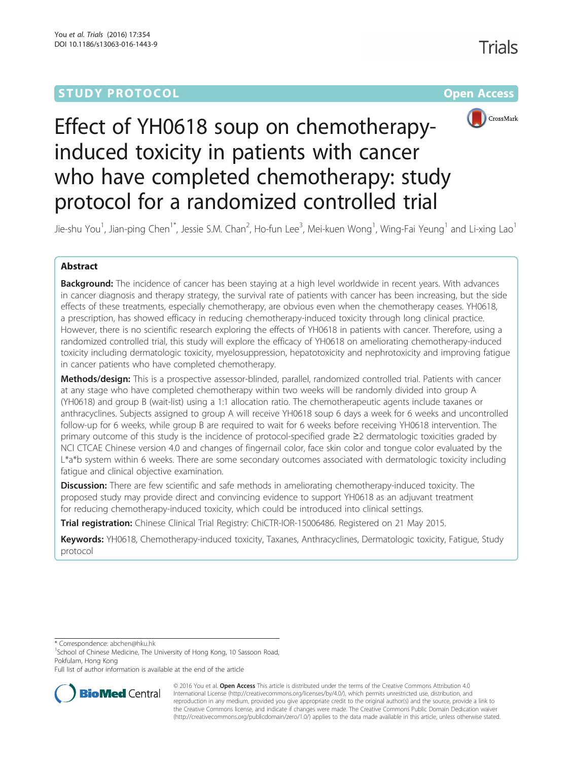STUDY PROTOCOL Open Access

# Effect of YH0618 soup on chemotherapy-induced toxicity in patients with cancer who have completed chemotherapy: study protocol for a randomized controlled trial

Jie-shu You[1], Jian-ping Chen[1*], Jessie S.M. Chan[2], Ho-fun Lee[3], Mei-kuen Wong[1], Wing-Fai Yeung[1] and Li-xing Lao[1]

## Abstract

**Background:** The incidence of cancer has been staying at a high level worldwide in recent years. With advances in cancer diagnosis and therapy strategy, the survival rate of patients with cancer has been increasing, but the side effects of these treatments, especially chemotherapy, are obvious even when the chemotherapy ceases. YH0618, a prescription, has showed efficacy in reducing chemotherapy-induced toxicity through long clinical practice. However, there is no scientific research exploring the effects of YH0618 in patients with cancer. Therefore, using a randomized controlled trial, this study will explore the efficacy of YH0618 on ameliorating chemotherapy-induced toxicity including dermatologic toxicity, myelosuppression, hepatotoxicity and nephrotoxicity and improving fatigue in cancer patients who have completed chemotherapy.

**Methods/design:** This is a prospective assessor-blinded, parallel, randomized controlled trial. Patients with cancer at any stage who have completed chemotherapy within two weeks will be randomly divided into group A (YH0618) and group B (wait-list) using a 1:1 allocation ratio. The chemotherapeutic agents include taxanes or anthracyclines. Subjects assigned to group A will receive YH0618 soup 6 days a week for 6 weeks and uncontrolled follow-up for 6 weeks, while group B are required to wait for 6 weeks before receiving YH0618 intervention. The primary outcome of this study is the incidence of protocol-specified grade ≥2 dermatologic toxicities graded by NCI CTCAE Chinese version 4.0 and changes of fingernail color, face skin color and tongue color evaluated by the L*a*b system within 6 weeks. There are some secondary outcomes associated with dermatologic toxicity including fatigue and clinical objective examination.

**Discussion:** There are few scientific and safe methods in ameliorating chemotherapy-induced toxicity. The proposed study may provide direct and convincing evidence to support YH0618 as an adjuvant treatment for reducing chemotherapy-induced toxicity, which could be introduced into clinical settings.

**Trial registration:** Chinese Clinical Trial Registry: ChiCTR-IOR-15006486. Registered on 21 May 2015.

**Keywords:** YH0618, Chemotherapy-induced toxicity, Taxanes, Anthracyclines, Dermatologic toxicity, Fatigue, Study protocol

---

* Correspondence: abchen@hku.hk

[1]School of Chinese Medicine, The University of Hong Kong, 10 Sassoon Road, Pokfulam, Hong Kong

Full list of author information is available at the end of the article

© 2016 You et al. **Open Access** This article is distributed under the terms of the Creative Commons Attribution 4.0 International License (http://creativecommons.org/licenses/by/4.0/), which permits unrestricted use, distribution, and reproduction in any medium, provided you give appropriate credit to the original author(s) and the source, provide a link to the Creative Commons license, and indicate if changes were made. The Creative Commons Public Domain Dedication waiver (http://creativecommons.org/publicdomain/zero/1.0/) applies to the data made available in this article, unless otherwise stated.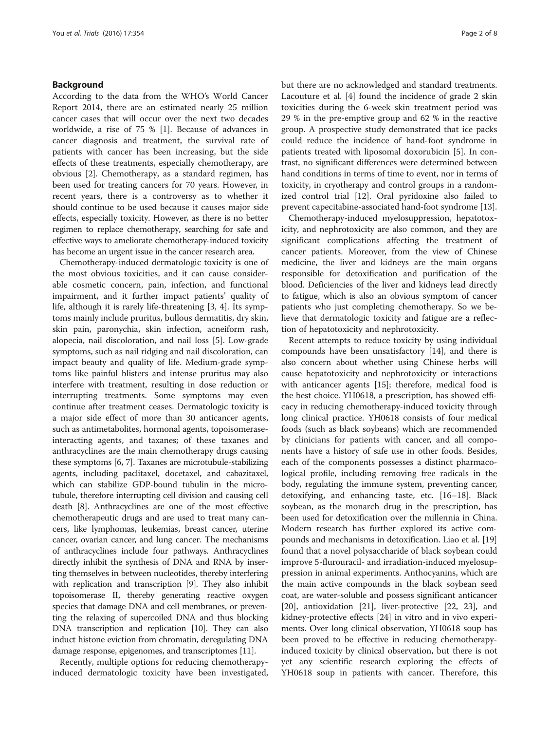## Background

According to the data from the WHO's World Cancer Report 2014, there are an estimated nearly 25 million cancer cases that will occur over the next two decades worldwide, a rise of 75 % [1]. Because of advances in cancer diagnosis and treatment, the survival rate of patients with cancer has been increasing, but the side effects of these treatments, especially chemotherapy, are obvious [2]. Chemotherapy, as a standard regimen, has been used for treating cancers for 70 years. However, in recent years, there is a controversy as to whether it should continue to be used because it causes major side effects, especially toxicity. However, as there is no better regimen to replace chemotherapy, searching for safe and effective ways to ameliorate chemotherapy-induced toxicity has become an urgent issue in the cancer research area.

Chemotherapy-induced dermatologic toxicity is one of the most obvious toxicities, and it can cause considerable cosmetic concern, pain, infection, and functional impairment, and it further impact patients' quality of life, although it is rarely life-threatening [3, 4]. Its symptoms mainly include pruritus, bullous dermatitis, dry skin, skin pain, paronychia, skin infection, acneiform rash, alopecia, nail discoloration, and nail loss [5]. Low-grade symptoms, such as nail ridging and nail discoloration, can impact beauty and quality of life. Medium-grade symptoms like painful blisters and intense pruritus may also interfere with treatment, resulting in dose reduction or interrupting treatments. Some symptoms may even continue after treatment ceases. Dermatologic toxicity is a major side effect of more than 30 anticancer agents, such as antimetabolites, hormonal agents, topoisomerase-interacting agents, and taxanes; of these taxanes and anthracyclines are the main chemotherapy drugs causing these symptoms [6, 7]. Taxanes are microtubule-stabilizing agents, including paclitaxel, docetaxel, and cabazitaxel, which can stabilize GDP-bound tubulin in the microtubule, therefore interrupting cell division and causing cell death [8]. Anthracyclines are one of the most effective chemotherapeutic drugs and are used to treat many cancers, like lymphomas, leukemias, breast cancer, uterine cancer, ovarian cancer, and lung cancer. The mechanisms of anthracyclines include four pathways. Anthracyclines directly inhibit the synthesis of DNA and RNA by inserting themselves in between nucleotides, thereby interfering with replication and transcription [9]. They also inhibit topoisomerase II, thereby generating reactive oxygen species that damage DNA and cell membranes, or preventing the relaxing of supercoiled DNA and thus blocking DNA transcription and replication [10]. They can also induct histone eviction from chromatin, deregulating DNA damage response, epigenomes, and transcriptomes [11].

Recently, multiple options for reducing chemotherapy-induced dermatologic toxicity have been investigated, but there are no acknowledged and standard treatments. Lacouture et al. [4] found the incidence of grade 2 skin toxicities during the 6-week skin treatment period was 29 % in the pre-emptive group and 62 % in the reactive group. A prospective study demonstrated that ice packs could reduce the incidence of hand-foot syndrome in patients treated with liposomal doxorubicin [5]. In contrast, no significant differences were determined between hand conditions in terms of time to event, nor in terms of toxicity, in cryotherapy and control groups in a randomized control trial [12]. Oral pyridoxine also failed to prevent capecitabine-associated hand-foot syndrome [13].

Chemotherapy-induced myelosuppression, hepatotoxicity, and nephrotoxicity are also common, and they are significant complications affecting the treatment of cancer patients. Moreover, from the view of Chinese medicine, the liver and kidneys are the main organs responsible for detoxification and purification of the blood. Deficiencies of the liver and kidneys lead directly to fatigue, which is also an obvious symptom of cancer patients who just completing chemotherapy. So we believe that dermatologic toxicity and fatigue are a reflection of hepatotoxicity and nephrotoxicity.

Recent attempts to reduce toxicity by using individual compounds have been unsatisfactory [14], and there is also concern about whether using Chinese herbs will cause hepatotoxicity and nephrotoxicity or interactions with anticancer agents [15]; therefore, medical food is the best choice. YH0618, a prescription, has showed efficacy in reducing chemotherapy-induced toxicity through long clinical practice. YH0618 consists of four medical foods (such as black soybeans) which are recommended by clinicians for patients with cancer, and all components have a history of safe use in other foods. Besides, each of the components possesses a distinct pharmacological profile, including removing free radicals in the body, regulating the immune system, preventing cancer, detoxifying, and enhancing taste, etc. [16–18]. Black soybean, as the monarch drug in the prescription, has been used for detoxification over the millennia in China. Modern research has further explored its active compounds and mechanisms in detoxification. Liao et al. [19] found that a novel polysaccharide of black soybean could improve 5-flurouracil- and irradiation-induced myelosuppression in animal experiments. Anthocyanins, which are the main active compounds in the black soybean seed coat, are water-soluble and possess significant anticancer [20], antioxidation [21], liver-protective [22, 23], and kidney-protective effects [24] in vitro and in vivo experiments. Over long clinical observation, YH0618 soup has been proved to be effective in reducing chemotherapy-induced toxicity by clinical observation, but there is not yet any scientific research exploring the effects of YH0618 soup in patients with cancer. Therefore, this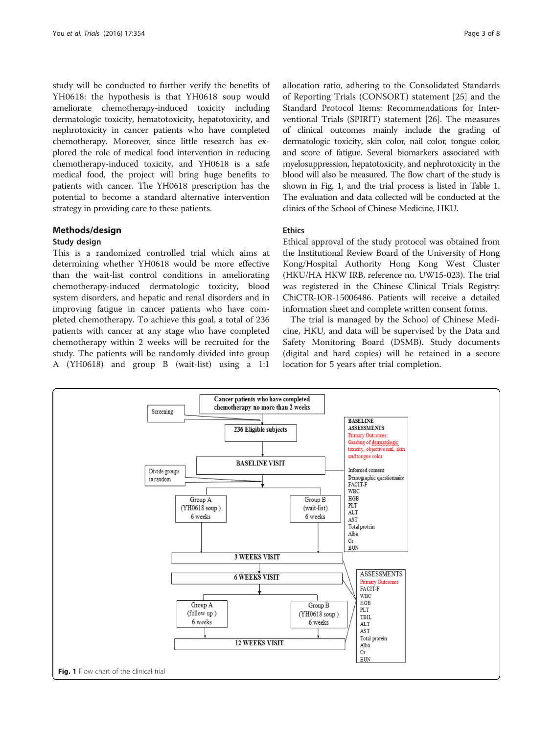study will be conducted to further verify the benefits of YH0618: the hypothesis is that YH0618 soup would ameliorate chemotherapy-induced toxicity including dermatologic toxicity, hematotoxicity, hepatotoxicity, and nephrotoxicity in cancer patients who have completed chemotherapy. Moreover, since little research has explored the role of medical food intervention in reducing chemotherapy-induced toxicity, and YH0618 is a safe medical food, the project will bring huge benefits to patients with cancer. The YH0618 prescription has the potential to become a standard alternative intervention strategy in providing care to these patients.

## Methods/design

### Study design

This is a randomized controlled trial which aims at determining whether YH0618 would be more effective than the wait-list control conditions in ameliorating chemotherapy-induced dermatologic toxicity, blood system disorders, and hepatic and renal disorders and in improving fatigue in cancer patients who have completed chemotherapy. To achieve this goal, a total of 236 patients with cancer at any stage who have completed chemotherapy within 2 weeks will be recruited for the study. The patients will be randomly divided into group A (YH0618) and group B (wait-list) using a 1:1 allocation ratio, adhering to the Consolidated Standards of Reporting Trials (CONSORT) statement [25] and the Standard Protocol Items: Recommendations for Interventional Trials (SPIRIT) statement [26]. The measures of clinical outcomes mainly include the grading of dermatologic toxicity, skin color, nail color, tongue color, and score of fatigue. Several biomarkers associated with myelosuppression, hepatotoxicity, and nephrotoxicity in the blood will also be measured. The flow chart of the study is shown in Fig. 1, and the trial process is listed in Table 1. The evaluation and data collected will be conducted at the clinics of the School of Chinese Medicine, HKU.

### Ethics

Ethical approval of the study protocol was obtained from the Institutional Review Board of the University of Hong Kong/Hospital Authority Hong Kong West Cluster (HKU/HA HKW IRB, reference no. UW15-023). The trial was registered in the Chinese Clinical Trials Registry: ChiCTR-IOR-15006486. Patients will receive a detailed information sheet and complete written consent forms.

The trial is managed by the School of Chinese Medicine, HKU, and data will be supervised by the Data and Safety Monitoring Board (DSMB). Study documents (digital and hard copies) will be retained in a secure location for 5 years after trial completion.

Screening → Cancer patients who have completed chemotherapy no more than 2 weeks → 236 Eligible subjects → BASELINE VISIT → Divide groups in random → Group A (YH0618 soup) 6 weeks / Group B (wait-list) 6 weeks → 3 WEEKS VISIT → 6 WEEKS VISIT → Group A (follow up) 6 weeks / Group B (YH0618 soup) 6 weeks → 12 WEEKS VISIT

BASELINE ASSESSMENTS: Primary Outcomes: Grading of dermatologic toxicity, objective nail, skin and tongue color; Informed consent; Demographic questionnaire; FACIT-F; WBC; HGB; PLT; ALT; AST; Total protein; Alba; Cr; BUN

ASSESSMENTS: Primary Outcomes; FACIT-F; WBC; HGB; PLT; TBIL; ALT; AST; Total protein; Alba; Cr; BUN

**Fig. 1** Flow chart of the clinical trial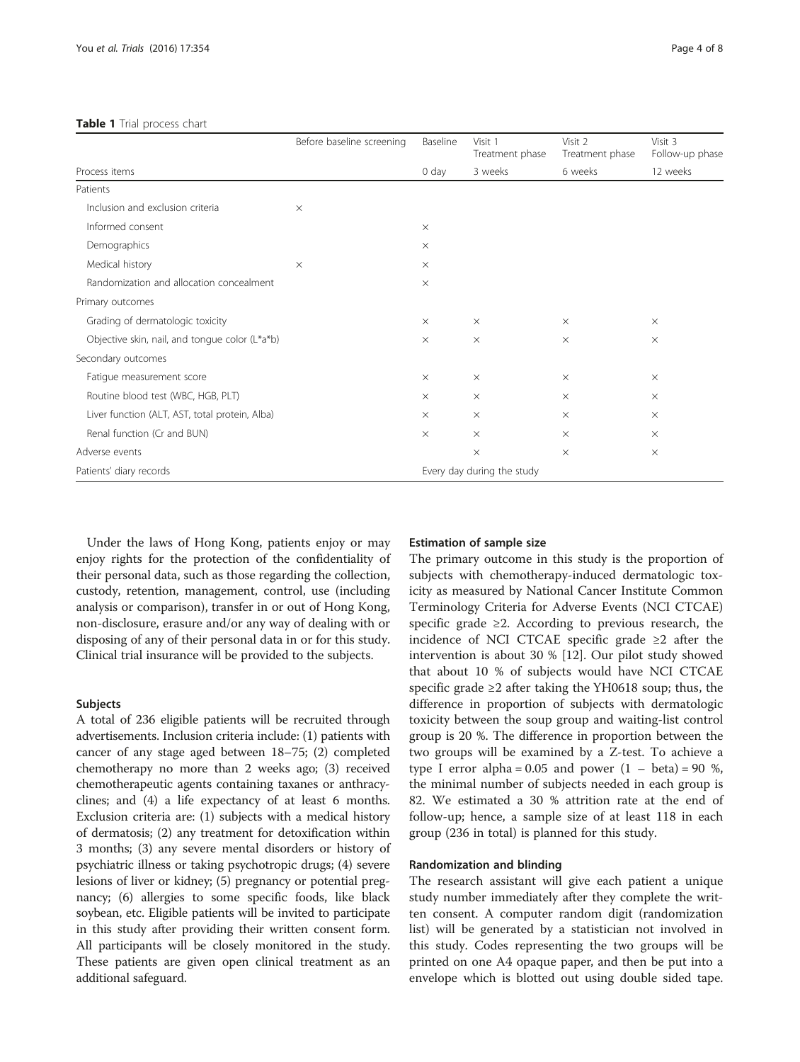**Table 1** Trial process chart

| Process items | Before baseline screening | Baseline<br>0 day | Visit 1<br>Treatment phase<br>3 weeks | Visit 2<br>Treatment phase<br>6 weeks | Visit 3<br>Follow-up phase<br>12 weeks |
|---|---|---|---|---|---|
| Patients | | | | | |
| Inclusion and exclusion criteria | × | | | | |
| Informed consent | | × | | | |
| Demographics | | × | | | |
| Medical history | × | × | | | |
| Randomization and allocation concealment | | × | | | |
| Primary outcomes | | | | | |
| Grading of dermatologic toxicity | | × | × | × | × |
| Objective skin, nail, and tongue color (L*a*b) | | × | × | × | × |
| Secondary outcomes | | | | | |
| Fatigue measurement score | | × | × | × | × |
| Routine blood test (WBC, HGB, PLT) | | × | × | × | × |
| Liver function (ALT, AST, total protein, Alba) | | × | × | × | × |
| Renal function (Cr and BUN) | | × | × | × | × |
| Adverse events | | | × | × | × |
| Patients' diary records | | Every day during the study | | | |

Under the laws of Hong Kong, patients enjoy or may enjoy rights for the protection of the confidentiality of their personal data, such as those regarding the collection, custody, retention, management, control, use (including analysis or comparison), transfer in or out of Hong Kong, non-disclosure, erasure and/or any way of dealing with or disposing of any of their personal data in or for this study. Clinical trial insurance will be provided to the subjects.

### Subjects

A total of 236 eligible patients will be recruited through advertisements. Inclusion criteria include: (1) patients with cancer of any stage aged between 18–75; (2) completed chemotherapy no more than 2 weeks ago; (3) received chemotherapeutic agents containing taxanes or anthracyclines; and (4) a life expectancy of at least 6 months. Exclusion criteria are: (1) subjects with a medical history of dermatosis; (2) any treatment for detoxification within 3 months; (3) any severe mental disorders or history of psychiatric illness or taking psychotropic drugs; (4) severe lesions of liver or kidney; (5) pregnancy or potential pregnancy; (6) allergies to some specific foods, like black soybean, etc. Eligible patients will be invited to participate in this study after providing their written consent form. All participants will be closely monitored in the study. These patients are given open clinical treatment as an additional safeguard.

### Estimation of sample size

The primary outcome in this study is the proportion of subjects with chemotherapy-induced dermatologic toxicity as measured by National Cancer Institute Common Terminology Criteria for Adverse Events (NCI CTCAE) specific grade ≥2. According to previous research, the incidence of NCI CTCAE specific grade ≥2 after the intervention is about 30 % [12]. Our pilot study showed that about 10 % of subjects would have NCI CTCAE specific grade ≥2 after taking the YH0618 soup; thus, the difference in proportion of subjects with dermatologic toxicity between the soup group and waiting-list control group is 20 %. The difference in proportion between the two groups will be examined by a Z-test. To achieve a type I error alpha = 0.05 and power (1 − beta) = 90 %, the minimal number of subjects needed in each group is 82. We estimated a 30 % attrition rate at the end of follow-up; hence, a sample size of at least 118 in each group (236 in total) is planned for this study.

### Randomization and blinding

The research assistant will give each patient a unique study number immediately after they complete the written consent. A computer random digit (randomization list) will be generated by a statistician not involved in this study. Codes representing the two groups will be printed on one A4 opaque paper, and then be put into a envelope which is blotted out using double sided tape.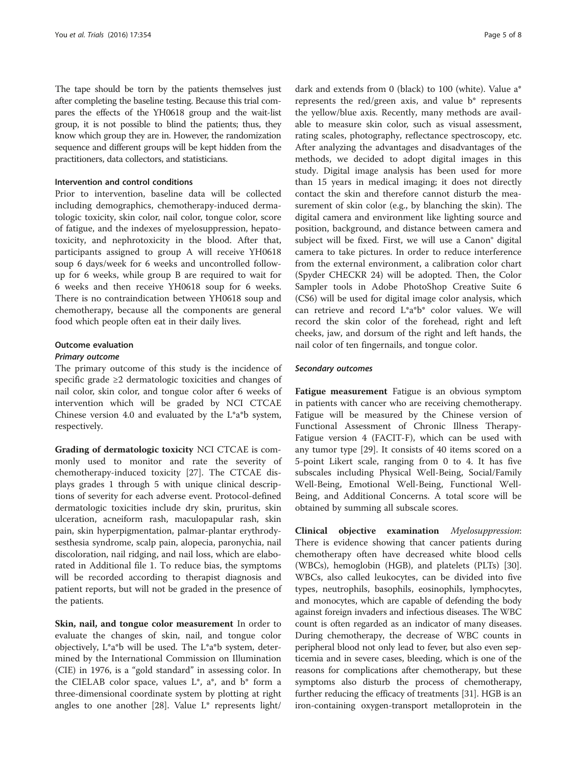The tape should be torn by the patients themselves just after completing the baseline testing. Because this trial compares the effects of the YH0618 group and the wait-list group, it is not possible to blind the patients; thus, they know which group they are in. However, the randomization sequence and different groups will be kept hidden from the practitioners, data collectors, and statisticians.

### Intervention and control conditions

Prior to intervention, baseline data will be collected including demographics, chemotherapy-induced dermatologic toxicity, skin color, nail color, tongue color, score of fatigue, and the indexes of myelosuppression, hepatotoxicity, and nephrotoxicity in the blood. After that, participants assigned to group A will receive YH0618 soup 6 days/week for 6 weeks and uncontrolled follow-up for 6 weeks, while group B are required to wait for 6 weeks and then receive YH0618 soup for 6 weeks. There is no contraindication between YH0618 soup and chemotherapy, because all the components are general food which people often eat in their daily lives.

### Outcome evaluation

#### *Primary outcome*

The primary outcome of this study is the incidence of specific grade ≥2 dermatologic toxicities and changes of nail color, skin color, and tongue color after 6 weeks of intervention which will be graded by NCI CTCAE Chinese version 4.0 and evaluated by the L*a*b system, respectively.

**Grading of dermatologic toxicity** NCI CTCAE is commonly used to monitor and rate the severity of chemotherapy-induced toxicity [27]. The CTCAE displays grades 1 through 5 with unique clinical descriptions of severity for each adverse event. Protocol-defined dermatologic toxicities include dry skin, pruritus, skin ulceration, acneiform rash, maculopapular rash, skin pain, skin hyperpigmentation, palmar-plantar erythrodysesthesia syndrome, scalp pain, alopecia, paronychia, nail discoloration, nail ridging, and nail loss, which are elaborated in Additional file 1. To reduce bias, the symptoms will be recorded according to therapist diagnosis and patient reports, but will not be graded in the presence of the patients.

**Skin, nail, and tongue color measurement** In order to evaluate the changes of skin, nail, and tongue color objectively, L*a*b will be used. The L*a*b system, determined by the International Commission on Illumination (CIE) in 1976, is a "gold standard" in assessing color. In the CIELAB color space, values L*, a*, and b* form a three-dimensional coordinate system by plotting at right angles to one another [28]. Value L* represents light/dark and extends from 0 (black) to 100 (white). Value a* represents the red/green axis, and value b* represents the yellow/blue axis. Recently, many methods are available to measure skin color, such as visual assessment, rating scales, photography, reflectance spectroscopy, etc. After analyzing the advantages and disadvantages of the methods, we decided to adopt digital images in this study. Digital image analysis has been used for more than 15 years in medical imaging; it does not directly contact the skin and therefore cannot disturb the measurement of skin color (e.g., by blanching the skin). The digital camera and environment like lighting source and position, background, and distance between camera and subject will be fixed. First, we will use a Canon® digital camera to take pictures. In order to reduce interference from the external environment, a calibration color chart (Spyder CHECKR 24) will be adopted. Then, the Color Sampler tools in Adobe PhotoShop Creative Suite 6 (CS6) will be used for digital image color analysis, which can retrieve and record L*a*b* color values. We will record the skin color of the forehead, right and left cheeks, jaw, and dorsum of the right and left hands, the nail color of ten fingernails, and tongue color.

#### *Secondary outcomes*

**Fatigue measurement** Fatigue is an obvious symptom in patients with cancer who are receiving chemotherapy. Fatigue will be measured by the Chinese version of Functional Assessment of Chronic Illness Therapy-Fatigue version 4 (FACIT-F), which can be used with any tumor type [29]. It consists of 40 items scored on a 5-point Likert scale, ranging from 0 to 4. It has five subscales including Physical Well-Being, Social/Family Well-Being, Emotional Well-Being, Functional Well-Being, and Additional Concerns. A total score will be obtained by summing all subscale scores.

**Clinical objective examination** *Myelosuppression*: There is evidence showing that cancer patients during chemotherapy often have decreased white blood cells (WBCs), hemoglobin (HGB), and platelets (PLTs) [30]. WBCs, also called leukocytes, can be divided into five types, neutrophils, basophils, eosinophils, lymphocytes, and monocytes, which are capable of defending the body against foreign invaders and infectious diseases. The WBC count is often regarded as an indicator of many diseases. During chemotherapy, the decrease of WBC counts in peripheral blood not only lead to fever, but also even septicemia and in severe cases, bleeding, which is one of the reasons for complications after chemotherapy, but these symptoms also disturb the process of chemotherapy, further reducing the efficacy of treatments [31]. HGB is an iron-containing oxygen-transport metalloprotein in the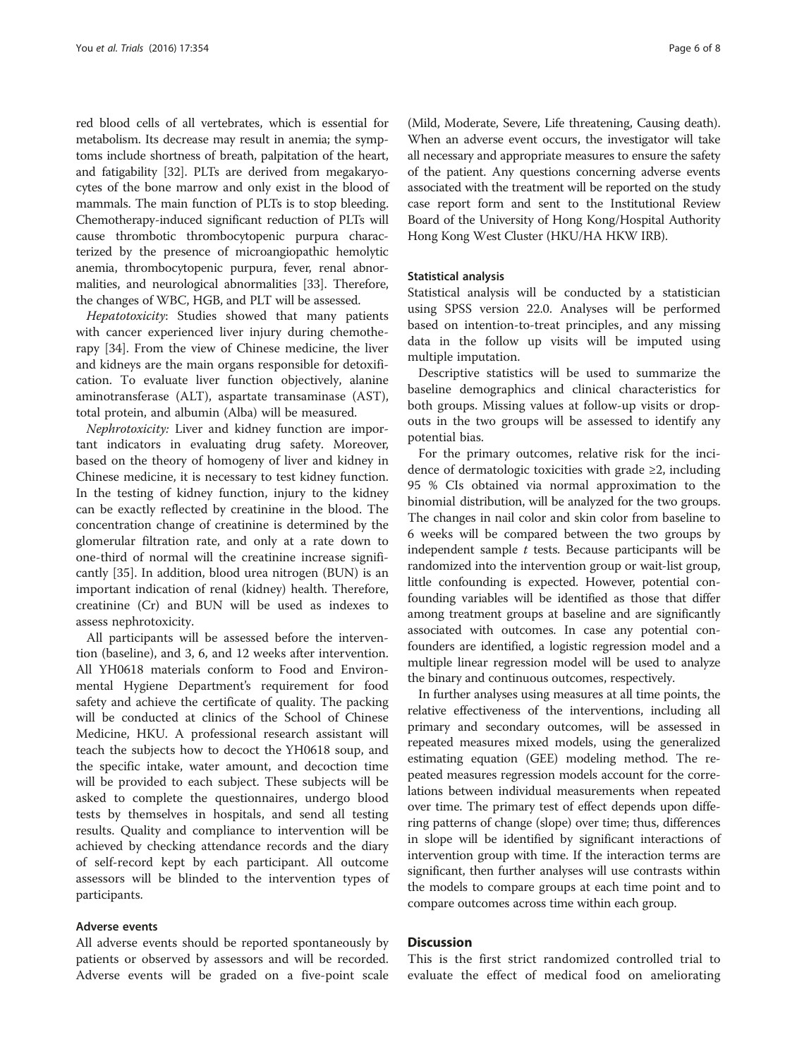red blood cells of all vertebrates, which is essential for metabolism. Its decrease may result in anemia; the symptoms include shortness of breath, palpitation of the heart, and fatigability [32]. PLTs are derived from megakaryocytes of the bone marrow and only exist in the blood of mammals. The main function of PLTs is to stop bleeding. Chemotherapy-induced significant reduction of PLTs will cause thrombotic thrombocytopenic purpura characterized by the presence of microangiopathic hemolytic anemia, thrombocytopenic purpura, fever, renal abnormalities, and neurological abnormalities [33]. Therefore, the changes of WBC, HGB, and PLT will be assessed.

*Hepatotoxicity*: Studies showed that many patients with cancer experienced liver injury during chemotherapy [34]. From the view of Chinese medicine, the liver and kidneys are the main organs responsible for detoxification. To evaluate liver function objectively, alanine aminotransferase (ALT), aspartate transaminase (AST), total protein, and albumin (Alba) will be measured.

*Nephrotoxicity:* Liver and kidney function are important indicators in evaluating drug safety. Moreover, based on the theory of homogeny of liver and kidney in Chinese medicine, it is necessary to test kidney function. In the testing of kidney function, injury to the kidney can be exactly reflected by creatinine in the blood. The concentration change of creatinine is determined by the glomerular filtration rate, and only at a rate down to one-third of normal will the creatinine increase significantly [35]. In addition, blood urea nitrogen (BUN) is an important indication of renal (kidney) health. Therefore, creatinine (Cr) and BUN will be used as indexes to assess nephrotoxicity.

All participants will be assessed before the intervention (baseline), and 3, 6, and 12 weeks after intervention. All YH0618 materials conform to Food and Environmental Hygiene Department's requirement for food safety and achieve the certificate of quality. The packing will be conducted at clinics of the School of Chinese Medicine, HKU. A professional research assistant will teach the subjects how to decoct the YH0618 soup, and the specific intake, water amount, and decoction time will be provided to each subject. These subjects will be asked to complete the questionnaires, undergo blood tests by themselves in hospitals, and send all testing results. Quality and compliance to intervention will be achieved by checking attendance records and the diary of self-record kept by each participant. All outcome assessors will be blinded to the intervention types of participants.

### Adverse events

All adverse events should be reported spontaneously by patients or observed by assessors and will be recorded. Adverse events will be graded on a five-point scale (Mild, Moderate, Severe, Life threatening, Causing death). When an adverse event occurs, the investigator will take all necessary and appropriate measures to ensure the safety of the patient. Any questions concerning adverse events associated with the treatment will be reported on the study case report form and sent to the Institutional Review Board of the University of Hong Kong/Hospital Authority Hong Kong West Cluster (HKU/HA HKW IRB).

### Statistical analysis

Statistical analysis will be conducted by a statistician using SPSS version 22.0. Analyses will be performed based on intention-to-treat principles, and any missing data in the follow up visits will be imputed using multiple imputation.

Descriptive statistics will be used to summarize the baseline demographics and clinical characteristics for both groups. Missing values at follow-up visits or dropouts in the two groups will be assessed to identify any potential bias.

For the primary outcomes, relative risk for the incidence of dermatologic toxicities with grade ≥2, including 95 % CIs obtained via normal approximation to the binomial distribution, will be analyzed for the two groups. The changes in nail color and skin color from baseline to 6 weeks will be compared between the two groups by independent sample $t$ tests. Because participants will be randomized into the intervention group or wait-list group, little confounding is expected. However, potential confounding variables will be identified as those that differ among treatment groups at baseline and are significantly associated with outcomes. In case any potential confounders are identified, a logistic regression model and a multiple linear regression model will be used to analyze the binary and continuous outcomes, respectively.

In further analyses using measures at all time points, the relative effectiveness of the interventions, including all primary and secondary outcomes, will be assessed in repeated measures mixed models, using the generalized estimating equation (GEE) modeling method. The repeated measures regression models account for the correlations between individual measurements when repeated over time. The primary test of effect depends upon differing patterns of change (slope) over time; thus, differences in slope will be identified by significant interactions of intervention group with time. If the interaction terms are significant, then further analyses will use contrasts within the models to compare groups at each time point and to compare outcomes across time within each group.

## Discussion

This is the first strict randomized controlled trial to evaluate the effect of medical food on ameliorating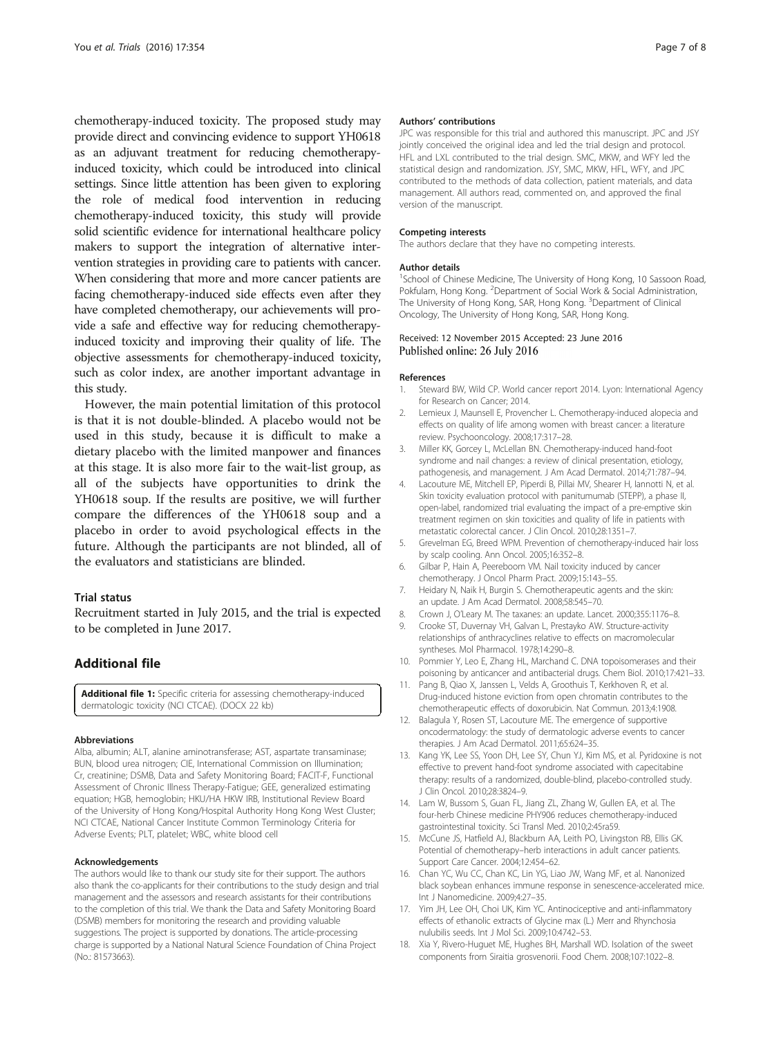chemotherapy-induced toxicity. The proposed study may provide direct and convincing evidence to support YH0618 as an adjuvant treatment for reducing chemotherapy-induced toxicity, which could be introduced into clinical settings. Since little attention has been given to exploring the role of medical food intervention in reducing chemotherapy-induced toxicity, this study will provide solid scientific evidence for international healthcare policy makers to support the integration of alternative intervention strategies in providing care to patients with cancer. When considering that more and more cancer patients are facing chemotherapy-induced side effects even after they have completed chemotherapy, our achievements will provide a safe and effective way for reducing chemotherapy-induced toxicity and improving their quality of life. The objective assessments for chemotherapy-induced toxicity, such as color index, are another important advantage in this study.

However, the main potential limitation of this protocol is that it is not double-blinded. A placebo would not be used in this study, because it is difficult to make a dietary placebo with the limited manpower and finances at this stage. It is also more fair to the wait-list group, as all of the subjects have opportunities to drink the YH0618 soup. If the results are positive, we will further compare the differences of the YH0618 soup and a placebo in order to avoid psychological effects in the future. Although the participants are not blinded, all of the evaluators and statisticians are blinded.

## Trial status

Recruitment started in July 2015, and the trial is expected to be completed in June 2017.

## Additional file

**Additional file 1:** Specific criteria for assessing chemotherapy-induced dermatologic toxicity (NCI CTCAE). (DOCX 22 kb)

#### Abbreviations

Alba, albumin; ALT, alanine aminotransferase; AST, aspartate transaminase; BUN, blood urea nitrogen; CIE, International Commission on Illumination; Cr, creatinine; DSMB, Data and Safety Monitoring Board; FACIT-F, Functional Assessment of Chronic Illness Therapy-Fatigue; GEE, generalized estimating equation; HGB, hemoglobin; HKU/HA HKW IRB, Institutional Review Board of the University of Hong Kong/Hospital Authority Hong Kong West Cluster; NCI CTCAE, National Cancer Institute Common Terminology Criteria for Adverse Events; PLT, platelet; WBC, white blood cell

#### Acknowledgements

The authors would like to thank our study site for their support. The authors also thank the co-applicants for their contributions to the study design and trial management and the assessors and research assistants for their contributions to the completion of this trial. We thank the Data and Safety Monitoring Board (DSMB) members for monitoring the research and providing valuable suggestions. The project is supported by donations. The article-processing charge is supported by a National Natural Science Foundation of China Project (No.: 81573663).

#### Authors' contributions

JPC was responsible for this trial and authored this manuscript. JPC and JSY jointly conceived the original idea and led the trial design and protocol. HFL and LXL contributed to the trial design. SMC, MKW, and WFY led the statistical design and randomization. JSY, SMC, MKW, HFL, WFY, and JPC contributed to the methods of data collection, patient materials, and data management. All authors read, commented on, and approved the final version of the manuscript.

#### Competing interests

The authors declare that they have no competing interests.

#### Author details

[1]School of Chinese Medicine, The University of Hong Kong, 10 Sassoon Road, Pokfulam, Hong Kong. [2]Department of Social Work & Social Administration, The University of Hong Kong, SAR, Hong Kong. [3]Department of Clinical Oncology, The University of Hong Kong, SAR, Hong Kong.

Received: 12 November 2015 Accepted: 23 June 2016
Published online: 26 July 2016

#### References

1. Steward BW, Wild CP. World cancer report 2014. Lyon: International Agency for Research on Cancer; 2014.
2. Lemieux J, Maunsell E, Provencher L. Chemotherapy-induced alopecia and effects on quality of life among women with breast cancer: a literature review. Psychooncology. 2008;17:317–28.
3. Miller KK, Gorcey L, McLellan BN. Chemotherapy-induced hand-foot syndrome and nail changes: a review of clinical presentation, etiology, pathogenesis, and management. J Am Acad Dermatol. 2014;71:787–94.
4. Lacouture ME, Mitchell EP, Piperdi B, Pillai MV, Shearer H, Iannotti N, et al. Skin toxicity evaluation protocol with panitumumab (STEPP), a phase II, open-label, randomized trial evaluating the impact of a pre-emptive skin treatment regimen on skin toxicities and quality of life in patients with metastatic colorectal cancer. J Clin Oncol. 2010;28:1351–7.
5. Grevelman EG, Breed WPM. Prevention of chemotherapy-induced hair loss by scalp cooling. Ann Oncol. 2005;16:352–8.
6. Gilbar P, Hain A, Peereboom VM. Nail toxicity induced by cancer chemotherapy. J Oncol Pharm Pract. 2009;15:143–55.
7. Heidary N, Naik H, Burgin S. Chemotherapeutic agents and the skin: an update. J Am Acad Dermatol. 2008;58:545–70.
8. Crown J, O'Leary M. The taxanes: an update. Lancet. 2000;355:1176–8.
9. Crooke ST, Duvernay VH, Galvan L, Prestayko AW. Structure-activity relationships of anthracyclines relative to effects on macromolecular syntheses. Mol Pharmacol. 1978;14:290–8.
10. Pommier Y, Leo E, Zhang HL, Marchand C. DNA topoisomerases and their poisoning by anticancer and antibacterial drugs. Chem Biol. 2010;17:421–33.
11. Pang B, Qiao X, Janssen L, Velds A, Groothuis T, Kerkhoven R, et al. Drug-induced histone eviction from open chromatin contributes to the chemotherapeutic effects of doxorubicin. Nat Commun. 2013;4:1908.
12. Balagula Y, Rosen ST, Lacouture ME. The emergence of supportive oncodermatology: the study of dermatologic adverse events to cancer therapies. J Am Acad Dermatol. 2011;65:624–35.
13. Kang YK, Lee SS, Yoon DH, Lee SY, Chun YJ, Kim MS, et al. Pyridoxine is not effective to prevent hand-foot syndrome associated with capecitabine therapy: results of a randomized, double-blind, placebo-controlled study. J Clin Oncol. 2010;28:3824–9.
14. Lam W, Bussom S, Guan FL, Jiang ZL, Zhang W, Gullen EA, et al. The four-herb Chinese medicine PHY906 reduces chemotherapy-induced gastrointestinal toxicity. Sci Transl Med. 2010;2:45ra59.
15. McCune JS, Hatfield AJ, Blackburn AA, Leith PO, Livingston RB, Ellis GK. Potential of chemotherapy–herb interactions in adult cancer patients. Support Care Cancer. 2004;12:454–62.
16. Chan YC, Wu CC, Chan KC, Lin YG, Liao JW, Wang MF, et al. Nanonized black soybean enhances immune response in senescence-accelerated mice. Int J Nanomedicine. 2009;4:27–35.
17. Yim JH, Lee OH, Choi UK, Kim YC. Antinociceptive and anti-inflammatory effects of ethanolic extracts of Glycine max (L.) Merr and Rhynchosia nulubilis seeds. Int J Mol Sci. 2009;10:4742–53.
18. Xia Y, Rivero-Huguet ME, Hughes BH, Marshall WD. Isolation of the sweet components from Siraitia grosvenorii. Food Chem. 2008;107:1022–8.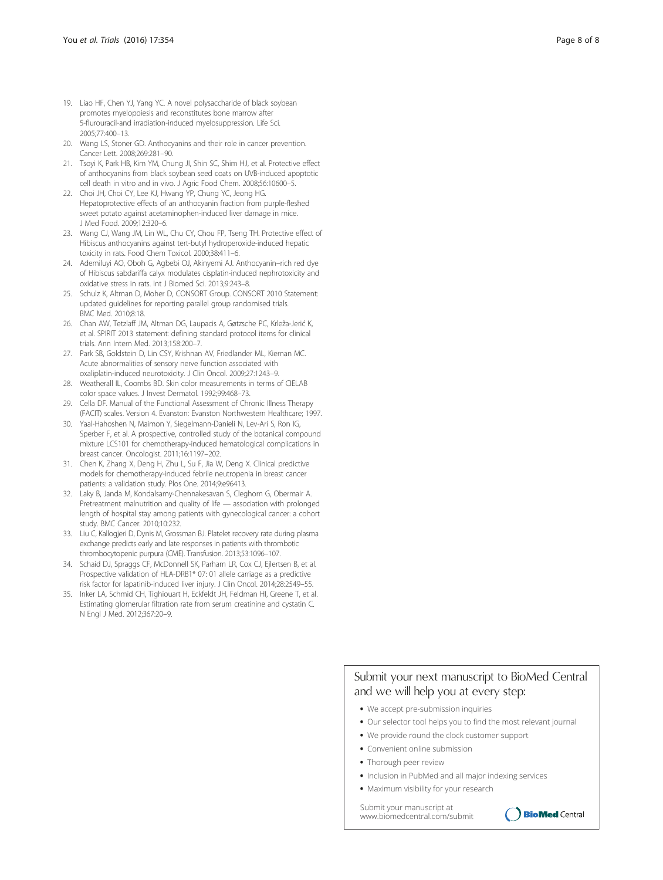19. Liao HF, Chen YJ, Yang YC. A novel polysaccharide of black soybean promotes myelopoiesis and reconstitutes bone marrow after 5-flurouracil-and irradiation-induced myelosuppression. Life Sci. 2005;77:400–13.
20. Wang LS, Stoner GD. Anthocyanins and their role in cancer prevention. Cancer Lett. 2008;269:281–90.
21. Tsoyi K, Park HB, Kim YM, Chung JI, Shin SC, Shim HJ, et al. Protective effect of anthocyanins from black soybean seed coats on UVB-induced apoptotic cell death in vitro and in vivo. J Agric Food Chem. 2008;56:10600–5.
22. Choi JH, Choi CY, Lee KJ, Hwang YP, Chung YC, Jeong HG. Hepatoprotective effects of an anthocyanin fraction from purple-fleshed sweet potato against acetaminophen-induced liver damage in mice. J Med Food. 2009;12:320–6.
23. Wang CJ, Wang JM, Lin WL, Chu CY, Chou FP, Tseng TH. Protective effect of Hibiscus anthocyanins against tert-butyl hydroperoxide-induced hepatic toxicity in rats. Food Chem Toxicol. 2000;38:411–6.
24. Ademiluyi AO, Oboh G, Agbebi OJ, Akinyemi AJ. Anthocyanin–rich red dye of Hibiscus sabdariffa calyx modulates cisplatin-induced nephrotoxicity and oxidative stress in rats. Int J Biomed Sci. 2013;9:243–8.
25. Schulz K, Altman D, Moher D, CONSORT Group. CONSORT 2010 Statement: updated guidelines for reporting parallel group randomised trials. BMC Med. 2010;8:18.
26. Chan AW, Tetzlaff JM, Altman DG, Laupacis A, Gøtzsche PC, Krleža-Jerić K, et al. SPIRIT 2013 statement: defining standard protocol items for clinical trials. Ann Intern Med. 2013;158:200–7.
27. Park SB, Goldstein D, Lin CSY, Krishnan AV, Friedlander ML, Kiernan MC. Acute abnormalities of sensory nerve function associated with oxaliplatin-induced neurotoxicity. J Clin Oncol. 2009;27:1243–9.
28. Weatherall IL, Coombs BD. Skin color measurements in terms of CIELAB color space values. J Invest Dermatol. 1992;99:468–73.
29. Cella DF. Manual of the Functional Assessment of Chronic Illness Therapy (FACIT) scales. Version 4. Evanston: Evanston Northwestern Healthcare; 1997.
30. Yaal-Hahoshen N, Maimon Y, Siegelmann-Danieli N, Lev-Ari S, Ron IG, Sperber F, et al. A prospective, controlled study of the botanical compound mixture LCS101 for chemotherapy-induced hematological complications in breast cancer. Oncologist. 2011;16:1197–202.
31. Chen K, Zhang X, Deng H, Zhu L, Su F, Jia W, Deng X. Clinical predictive models for chemotherapy-induced febrile neutropenia in breast cancer patients: a validation study. Plos One. 2014;9:e96413.
32. Laky B, Janda M, Kondalsamy-Chennakesavan S, Cleghorn G, Obermair A. Pretreatment malnutrition and quality of life — association with prolonged length of hospital stay among patients with gynecological cancer: a cohort study. BMC Cancer. 2010;10:232.
33. Liu C, Kallogjeri D, Dynis M, Grossman BJ. Platelet recovery rate during plasma exchange predicts early and late responses in patients with thrombotic thrombocytopenic purpura (CME). Transfusion. 2013;53:1096–107.
34. Schaid DJ, Spraggs CF, McDonnell SK, Parham LR, Cox CJ, Ejlertsen B, et al. Prospective validation of HLA-DRB1* 07: 01 allele carriage as a predictive risk factor for lapatinib-induced liver injury. J Clin Oncol. 2014;28:2549–55.
35. Inker LA, Schmid CH, Tighiouart H, Eckfeldt JH, Feldman HI, Greene T, et al. Estimating glomerular filtration rate from serum creatinine and cystatin C. N Engl J Med. 2012;367:20–9.

Submit your next manuscript to BioMed Central and we will help you at every step:

- We accept pre-submission inquiries
- Our selector tool helps you to find the most relevant journal
- We provide round the clock customer support
- Convenient online submission
- Thorough peer review
- Inclusion in PubMed and all major indexing services
- Maximum visibility for your research

Submit your manuscript at www.biomedcentral.com/submit

BioMed Central